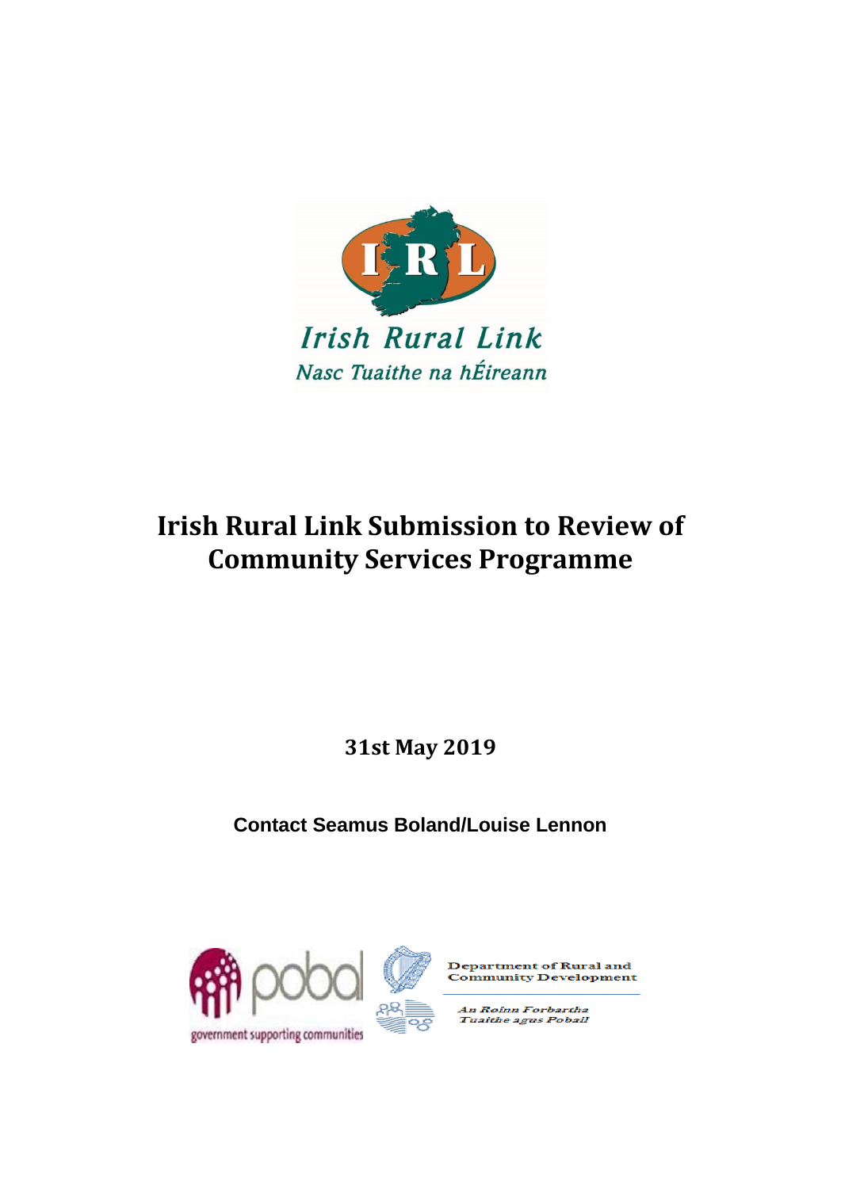Irish Rural Link

Nasc Tuaithe na hÉireann

# Irish Rural Link Submission to Review of Community Services Programme

**31st May 2019**

**Contact Seamus Boland/Louise Lennon**

pobal

government supporting communities

Department of Rural and Community Development

An Roinn Forbartha Tuaithe agus Pobail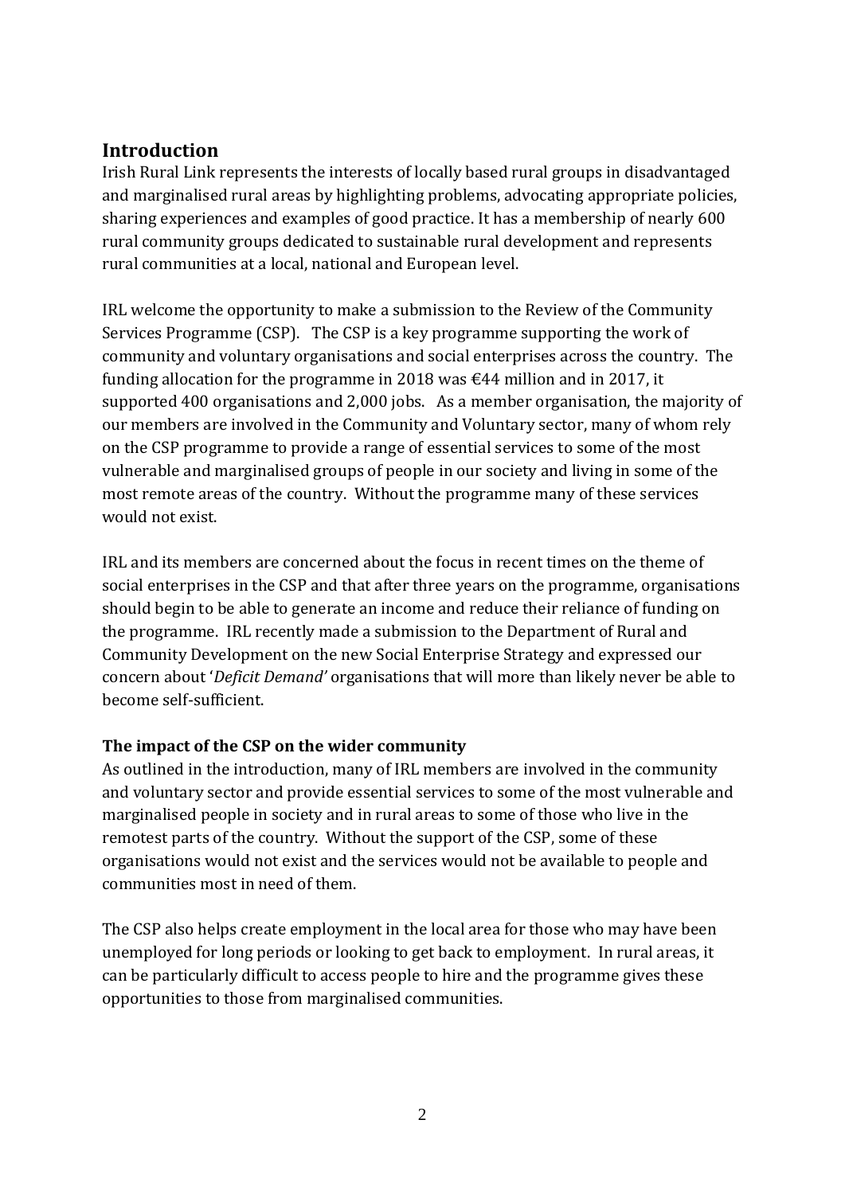## Introduction

Irish Rural Link represents the interests of locally based rural groups in disadvantaged and marginalised rural areas by highlighting problems, advocating appropriate policies, sharing experiences and examples of good practice. It has a membership of nearly 600 rural community groups dedicated to sustainable rural development and represents rural communities at a local, national and European level.

IRL welcome the opportunity to make a submission to the Review of the Community Services Programme (CSP). The CSP is a key programme supporting the work of community and voluntary organisations and social enterprises across the country. The funding allocation for the programme in 2018 was €44 million and in 2017, it supported 400 organisations and 2,000 jobs. As a member organisation, the majority of our members are involved in the Community and Voluntary sector, many of whom rely on the CSP programme to provide a range of essential services to some of the most vulnerable and marginalised groups of people in our society and living in some of the most remote areas of the country. Without the programme many of these services would not exist.

IRL and its members are concerned about the focus in recent times on the theme of social enterprises in the CSP and that after three years on the programme, organisations should begin to be able to generate an income and reduce their reliance of funding on the programme. IRL recently made a submission to the Department of Rural and Community Development on the new Social Enterprise Strategy and expressed our concern about '*Deficit Demand'* organisations that will more than likely never be able to become self-sufficient.

### The impact of the CSP on the wider community

As outlined in the introduction, many of IRL members are involved in the community and voluntary sector and provide essential services to some of the most vulnerable and marginalised people in society and in rural areas to some of those who live in the remotest parts of the country. Without the support of the CSP, some of these organisations would not exist and the services would not be available to people and communities most in need of them.

The CSP also helps create employment in the local area for those who may have been unemployed for long periods or looking to get back to employment. In rural areas, it can be particularly difficult to access people to hire and the programme gives these opportunities to those from marginalised communities.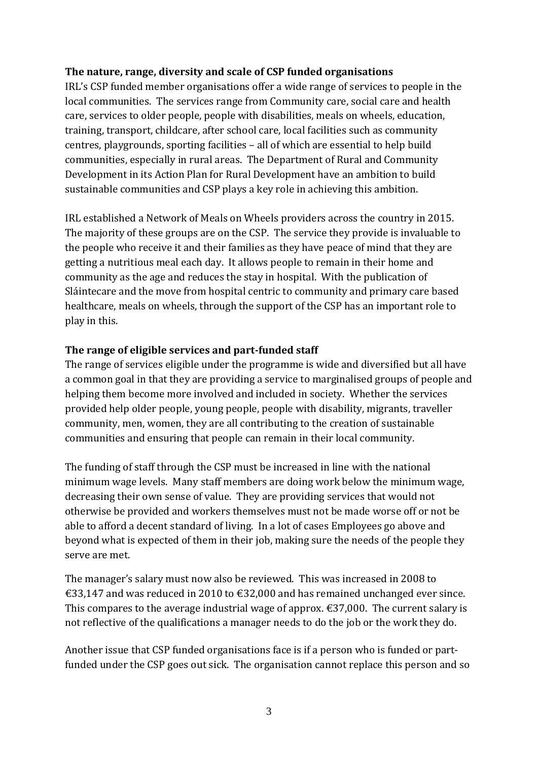**The nature, range, diversity and scale of CSP funded organisations**

IRL's CSP funded member organisations offer a wide range of services to people in the local communities. The services range from Community care, social care and health care, services to older people, people with disabilities, meals on wheels, education, training, transport, childcare, after school care, local facilities such as community centres, playgrounds, sporting facilities – all of which are essential to help build communities, especially in rural areas. The Department of Rural and Community Development in its Action Plan for Rural Development have an ambition to build sustainable communities and CSP plays a key role in achieving this ambition.

IRL established a Network of Meals on Wheels providers across the country in 2015. The majority of these groups are on the CSP. The service they provide is invaluable to the people who receive it and their families as they have peace of mind that they are getting a nutritious meal each day. It allows people to remain in their home and community as the age and reduces the stay in hospital. With the publication of Sláintecare and the move from hospital centric to community and primary care based healthcare, meals on wheels, through the support of the CSP has an important role to play in this.

**The range of eligible services and part-funded staff**

The range of services eligible under the programme is wide and diversified but all have a common goal in that they are providing a service to marginalised groups of people and helping them become more involved and included in society. Whether the services provided help older people, young people, people with disability, migrants, traveller community, men, women, they are all contributing to the creation of sustainable communities and ensuring that people can remain in their local community.

The funding of staff through the CSP must be increased in line with the national minimum wage levels. Many staff members are doing work below the minimum wage, decreasing their own sense of value. They are providing services that would not otherwise be provided and workers themselves must not be made worse off or not be able to afford a decent standard of living. In a lot of cases Employees go above and beyond what is expected of them in their job, making sure the needs of the people they serve are met.

The manager's salary must now also be reviewed. This was increased in 2008 to €33,147 and was reduced in 2010 to €32,000 and has remained unchanged ever since. This compares to the average industrial wage of approx. €37,000. The current salary is not reflective of the qualifications a manager needs to do the job or the work they do.

Another issue that CSP funded organisations face is if a person who is funded or part-funded under the CSP goes out sick. The organisation cannot replace this person and so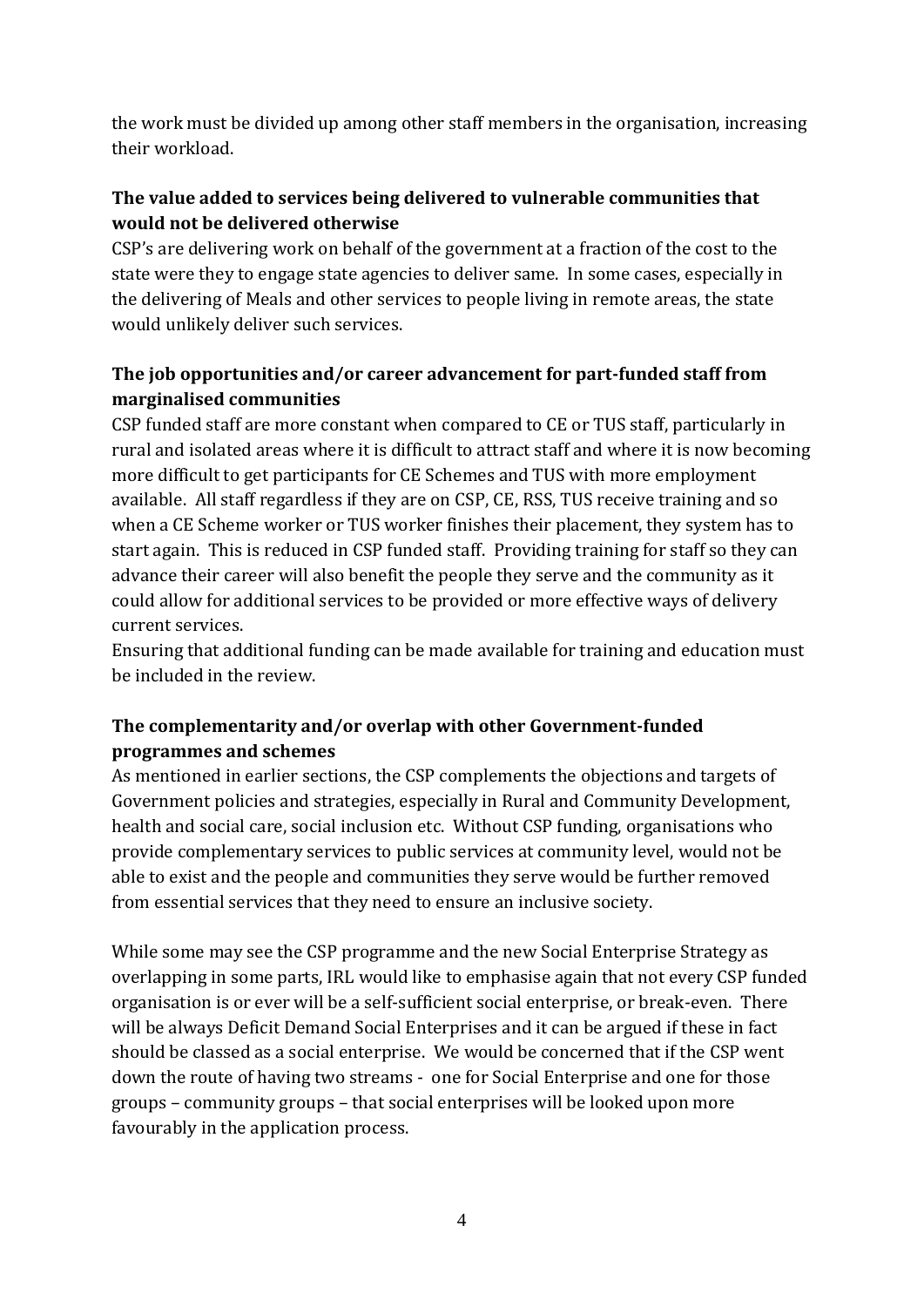the work must be divided up among other staff members in the organisation, increasing their workload.

**The value added to services being delivered to vulnerable communities that would not be delivered otherwise**

CSP's are delivering work on behalf of the government at a fraction of the cost to the state were they to engage state agencies to deliver same. In some cases, especially in the delivering of Meals and other services to people living in remote areas, the state would unlikely deliver such services.

**The job opportunities and/or career advancement for part-funded staff from marginalised communities**

CSP funded staff are more constant when compared to CE or TUS staff, particularly in rural and isolated areas where it is difficult to attract staff and where it is now becoming more difficult to get participants for CE Schemes and TUS with more employment available. All staff regardless if they are on CSP, CE, RSS, TUS receive training and so when a CE Scheme worker or TUS worker finishes their placement, they system has to start again. This is reduced in CSP funded staff. Providing training for staff so they can advance their career will also benefit the people they serve and the community as it could allow for additional services to be provided or more effective ways of delivery current services.

Ensuring that additional funding can be made available for training and education must be included in the review.

**The complementarity and/or overlap with other Government-funded programmes and schemes**

As mentioned in earlier sections, the CSP complements the objections and targets of Government policies and strategies, especially in Rural and Community Development, health and social care, social inclusion etc. Without CSP funding, organisations who provide complementary services to public services at community level, would not be able to exist and the people and communities they serve would be further removed from essential services that they need to ensure an inclusive society.

While some may see the CSP programme and the new Social Enterprise Strategy as overlapping in some parts, IRL would like to emphasise again that not every CSP funded organisation is or ever will be a self-sufficient social enterprise, or break-even. There will be always Deficit Demand Social Enterprises and it can be argued if these in fact should be classed as a social enterprise. We would be concerned that if the CSP went down the route of having two streams - one for Social Enterprise and one for those groups – community groups – that social enterprises will be looked upon more favourably in the application process.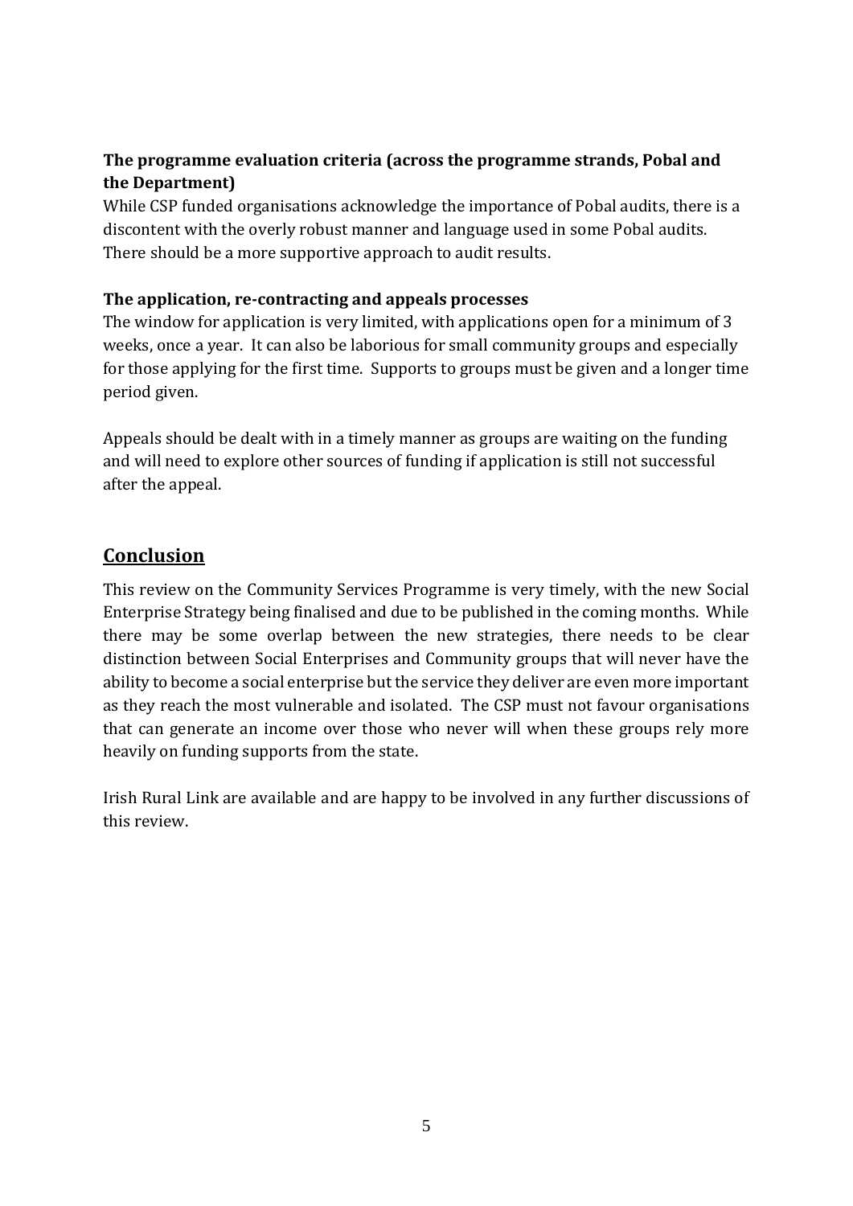**The programme evaluation criteria (across the programme strands, Pobal and the Department)**

While CSP funded organisations acknowledge the importance of Pobal audits, there is a discontent with the overly robust manner and language used in some Pobal audits. There should be a more supportive approach to audit results.

**The application, re-contracting and appeals processes**

The window for application is very limited, with applications open for a minimum of 3 weeks, once a year. It can also be laborious for small community groups and especially for those applying for the first time. Supports to groups must be given and a longer time period given.

Appeals should be dealt with in a timely manner as groups are waiting on the funding and will need to explore other sources of funding if application is still not successful after the appeal.

## Conclusion

This review on the Community Services Programme is very timely, with the new Social Enterprise Strategy being finalised and due to be published in the coming months. While there may be some overlap between the new strategies, there needs to be clear distinction between Social Enterprises and Community groups that will never have the ability to become a social enterprise but the service they deliver are even more important as they reach the most vulnerable and isolated. The CSP must not favour organisations that can generate an income over those who never will when these groups rely more heavily on funding supports from the state.

Irish Rural Link are available and are happy to be involved in any further discussions of this review.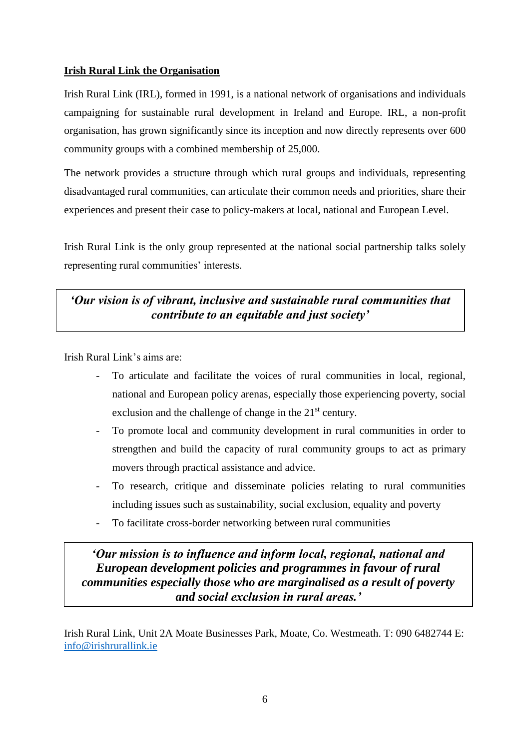**Irish Rural Link the Organisation**

Irish Rural Link (IRL), formed in 1991, is a national network of organisations and individuals campaigning for sustainable rural development in Ireland and Europe. IRL, a non-profit organisation, has grown significantly since its inception and now directly represents over 600 community groups with a combined membership of 25,000.

The network provides a structure through which rural groups and individuals, representing disadvantaged rural communities, can articulate their common needs and priorities, share their experiences and present their case to policy-makers at local, national and European Level.

Irish Rural Link is the only group represented at the national social partnership talks solely representing rural communities' interests.

> ***'Our vision is of vibrant, inclusive and sustainable rural communities that contribute to an equitable and just society'***

Irish Rural Link's aims are:

- To articulate and facilitate the voices of rural communities in local, regional, national and European policy arenas, especially those experiencing poverty, social exclusion and the challenge of change in the 21st century.
- To promote local and community development in rural communities in order to strengthen and build the capacity of rural community groups to act as primary movers through practical assistance and advice.
- To research, critique and disseminate policies relating to rural communities including issues such as sustainability, social exclusion, equality and poverty
- To facilitate cross-border networking between rural communities

> ***'Our mission is to influence and inform local, regional, national and European development policies and programmes in favour of rural communities especially those who are marginalised as a result of poverty and social exclusion in rural areas.'***

Irish Rural Link, Unit 2A Moate Businesses Park, Moate, Co. Westmeath. T: 090 6482744 E: info@irishrurallink.ie